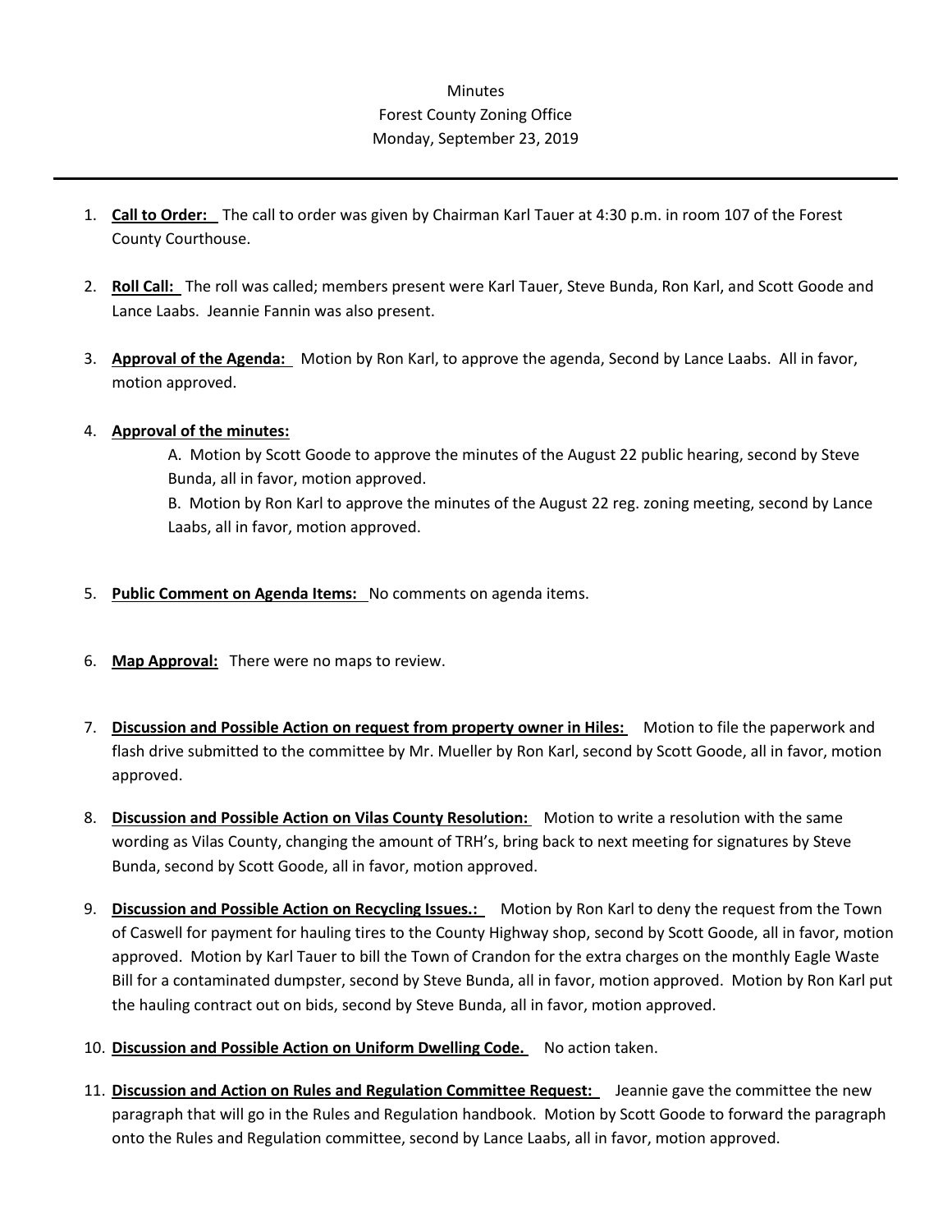Minutes
Forest County Zoning Office
Monday, September 23, 2019

---

1. **Call to Order:** The call to order was given by Chairman Karl Tauer at 4:30 p.m. in room 107 of the Forest County Courthouse.

2. **Roll Call:** The roll was called; members present were Karl Tauer, Steve Bunda, Ron Karl, and Scott Goode and Lance Laabs. Jeannie Fannin was also present.

3. **Approval of the Agenda:** Motion by Ron Karl, to approve the agenda, Second by Lance Laabs. All in favor, motion approved.

4. **Approval of the minutes:**
   A. Motion by Scott Goode to approve the minutes of the August 22 public hearing, second by Steve Bunda, all in favor, motion approved.
   B. Motion by Ron Karl to approve the minutes of the August 22 reg. zoning meeting, second by Lance Laabs, all in favor, motion approved.

5. **Public Comment on Agenda Items:** No comments on agenda items.

6. **Map Approval:** There were no maps to review.

7. **Discussion and Possible Action on request from property owner in Hiles:** Motion to file the paperwork and flash drive submitted to the committee by Mr. Mueller by Ron Karl, second by Scott Goode, all in favor, motion approved.

8. **Discussion and Possible Action on Vilas County Resolution:** Motion to write a resolution with the same wording as Vilas County, changing the amount of TRH's, bring back to next meeting for signatures by Steve Bunda, second by Scott Goode, all in favor, motion approved.

9. **Discussion and Possible Action on Recycling Issues.:** Motion by Ron Karl to deny the request from the Town of Caswell for payment for hauling tires to the County Highway shop, second by Scott Goode, all in favor, motion approved. Motion by Karl Tauer to bill the Town of Crandon for the extra charges on the monthly Eagle Waste Bill for a contaminated dumpster, second by Steve Bunda, all in favor, motion approved. Motion by Ron Karl put the hauling contract out on bids, second by Steve Bunda, all in favor, motion approved.

10. **Discussion and Possible Action on Uniform Dwelling Code.** No action taken.

11. **Discussion and Action on Rules and Regulation Committee Request:** Jeannie gave the committee the new paragraph that will go in the Rules and Regulation handbook. Motion by Scott Goode to forward the paragraph onto the Rules and Regulation committee, second by Lance Laabs, all in favor, motion approved.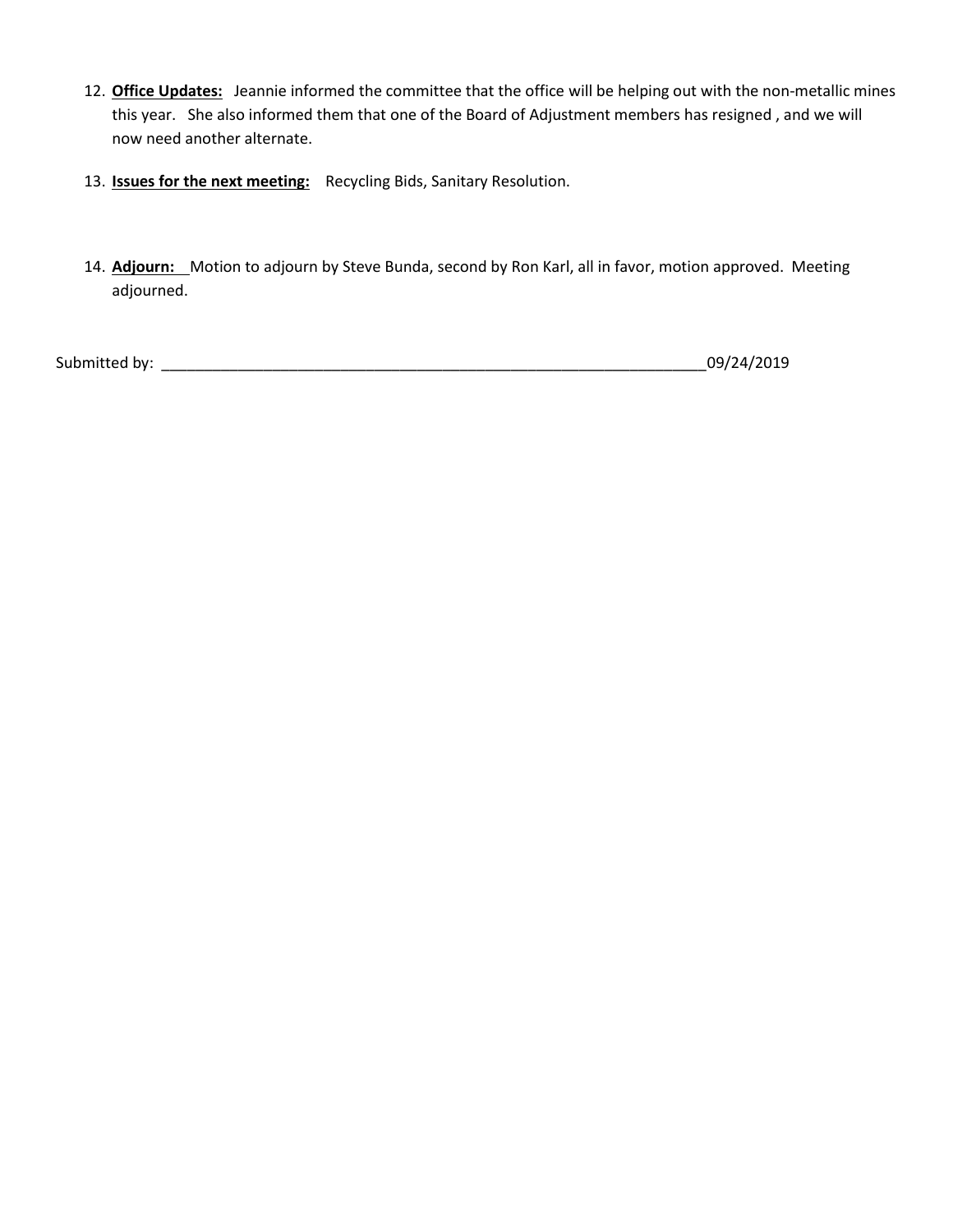12. **Office Updates:** Jeannie informed the committee that the office will be helping out with the non-metallic mines this year. She also informed them that one of the Board of Adjustment members has resigned , and we will now need another alternate.

13. **Issues for the next meeting:** Recycling Bids, Sanitary Resolution.

14. **Adjourn:** Motion to adjourn by Steve Bunda, second by Ron Karl, all in favor, motion approved. Meeting adjourned.

Submitted by: ________________________________________________________________09/24/2019